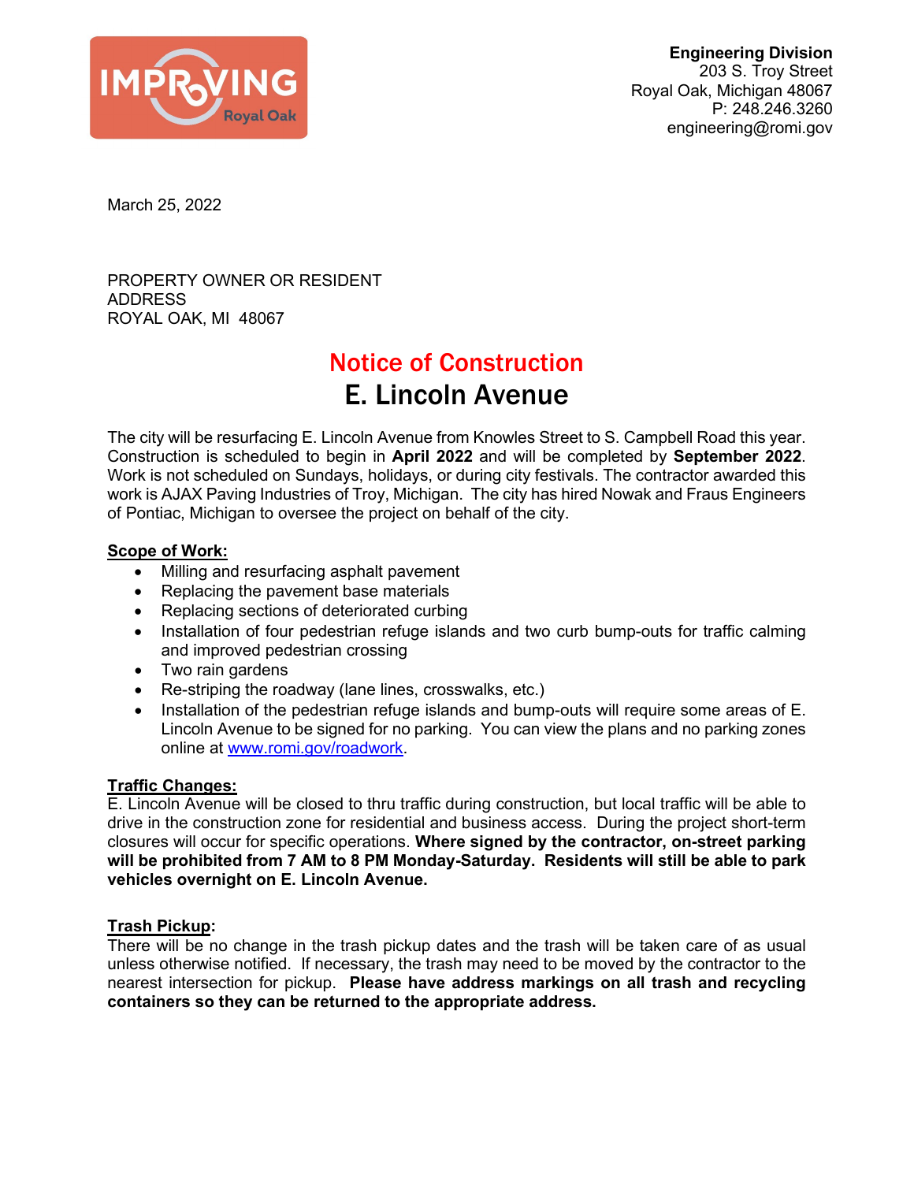IMPROVING Royal Oak

**Engineering Division**
203 S. Troy Street
Royal Oak, Michigan 48067
P: 248.246.3260
engineering@romi.gov

March 25, 2022

PROPERTY OWNER OR RESIDENT
ADDRESS
ROYAL OAK, MI 48067

# Notice of Construction

# E. Lincoln Avenue

The city will be resurfacing E. Lincoln Avenue from Knowles Street to S. Campbell Road this year. Construction is scheduled to begin in **April 2022** and will be completed by **September 2022**. Work is not scheduled on Sundays, holidays, or during city festivals. The contractor awarded this work is AJAX Paving Industries of Troy, Michigan. The city has hired Nowak and Fraus Engineers of Pontiac, Michigan to oversee the project on behalf of the city.

**Scope of Work:**

- Milling and resurfacing asphalt pavement
- Replacing the pavement base materials
- Replacing sections of deteriorated curbing
- Installation of four pedestrian refuge islands and two curb bump-outs for traffic calming and improved pedestrian crossing
- Two rain gardens
- Re-striping the roadway (lane lines, crosswalks, etc.)
- Installation of the pedestrian refuge islands and bump-outs will require some areas of E. Lincoln Avenue to be signed for no parking. You can view the plans and no parking zones online at [www.romi.gov/roadwork](http://www.romi.gov/roadwork).

**Traffic Changes:**

E. Lincoln Avenue will be closed to thru traffic during construction, but local traffic will be able to drive in the construction zone for residential and business access. During the project short-term closures will occur for specific operations. **Where signed by the contractor, on-street parking will be prohibited from 7 AM to 8 PM Monday-Saturday. Residents will still be able to park vehicles overnight on E. Lincoln Avenue.**

**Trash Pickup:**

There will be no change in the trash pickup dates and the trash will be taken care of as usual unless otherwise notified. If necessary, the trash may need to be moved by the contractor to the nearest intersection for pickup. **Please have address markings on all trash and recycling containers so they can be returned to the appropriate address.**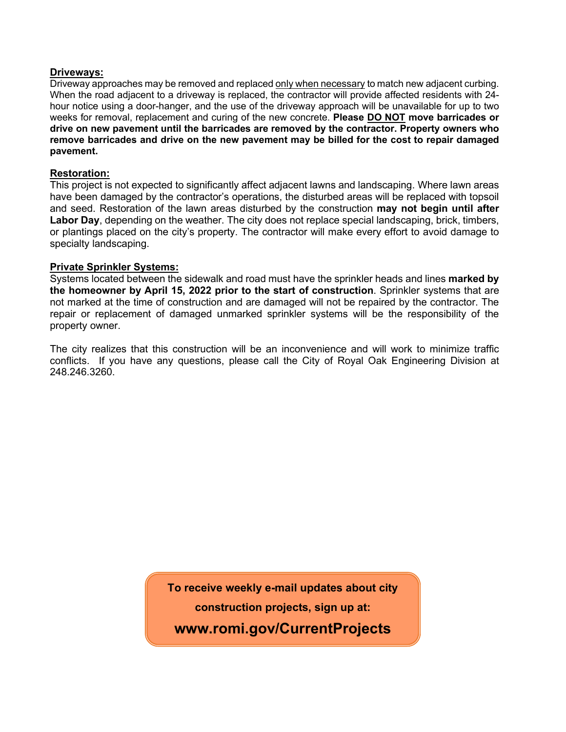**Driveways:**

Driveway approaches may be removed and replaced <u>only when necessary</u> to match new adjacent curbing. When the road adjacent to a driveway is replaced, the contractor will provide affected residents with 24-hour notice using a door-hanger, and the use of the driveway approach will be unavailable for up to two weeks for removal, replacement and curing of the new concrete. **Please <u>DO NOT</u> move barricades or drive on new pavement until the barricades are removed by the contractor. Property owners who remove barricades and drive on the new pavement may be billed for the cost to repair damaged pavement.**

**Restoration:**

This project is not expected to significantly affect adjacent lawns and landscaping. Where lawn areas have been damaged by the contractor's operations, the disturbed areas will be replaced with topsoil and seed. Restoration of the lawn areas disturbed by the construction **may not begin until after Labor Day**, depending on the weather. The city does not replace special landscaping, brick, timbers, or plantings placed on the city's property. The contractor will make every effort to avoid damage to specialty landscaping.

**Private Sprinkler Systems:**

Systems located between the sidewalk and road must have the sprinkler heads and lines **marked by the homeowner by April 15, 2022 prior to the start of construction**. Sprinkler systems that are not marked at the time of construction and are damaged will not be repaired by the contractor. The repair or replacement of damaged unmarked sprinkler systems will be the responsibility of the property owner.

The city realizes that this construction will be an inconvenience and will work to minimize traffic conflicts. If you have any questions, please call the City of Royal Oak Engineering Division at 248.246.3260.

**To receive weekly e-mail updates about city construction projects, sign up at:**

**www.romi.gov/CurrentProjects**